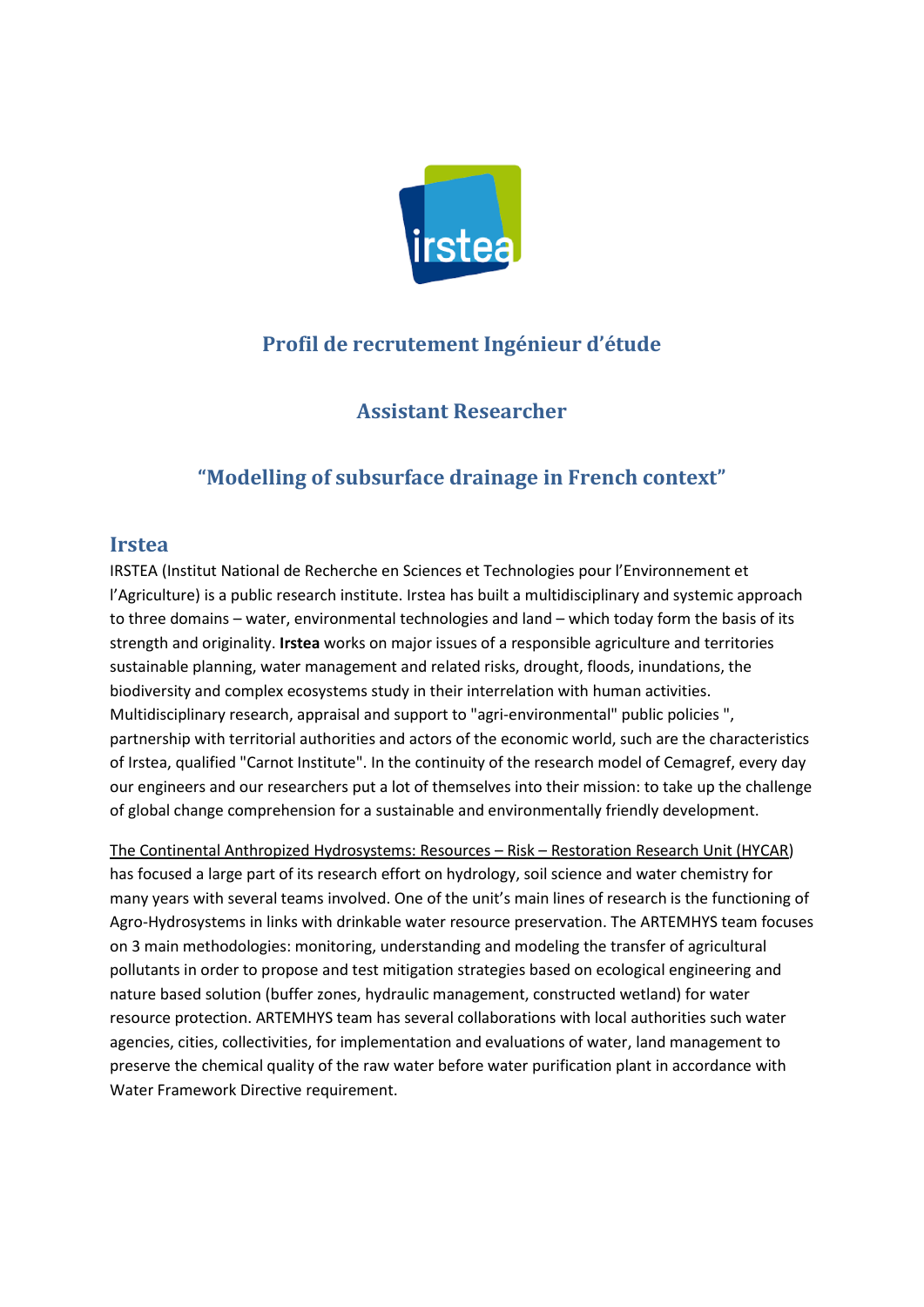# Profil de recrutement Ingénieur d'étude

## Assistant Researcher

## "Modelling of subsurface drainage in French context"

## Irstea

IRSTEA (Institut National de Recherche en Sciences et Technologies pour l'Environnement et l'Agriculture) is a public research institute. Irstea has built a multidisciplinary and systemic approach to three domains – water, environmental technologies and land – which today form the basis of its strength and originality. **Irstea** works on major issues of a responsible agriculture and territories sustainable planning, water management and related risks, drought, floods, inundations, the biodiversity and complex ecosystems study in their interrelation with human activities. Multidisciplinary research, appraisal and support to "agri-environmental" public policies ", partnership with territorial authorities and actors of the economic world, such are the characteristics of Irstea, qualified "Carnot Institute". In the continuity of the research model of Cemagref, every day our engineers and our researchers put a lot of themselves into their mission: to take up the challenge of global change comprehension for a sustainable and environmentally friendly development.

The Continental Anthropized Hydrosystems: Resources – Risk – Restoration Research Unit (HYCAR) has focused a large part of its research effort on hydrology, soil science and water chemistry for many years with several teams involved. One of the unit's main lines of research is the functioning of Agro-Hydrosystems in links with drinkable water resource preservation. The ARTEMHYS team focuses on 3 main methodologies: monitoring, understanding and modeling the transfer of agricultural pollutants in order to propose and test mitigation strategies based on ecological engineering and nature based solution (buffer zones, hydraulic management, constructed wetland) for water resource protection. ARTEMHYS team has several collaborations with local authorities such water agencies, cities, collectivities, for implementation and evaluations of water, land management to preserve the chemical quality of the raw water before water purification plant in accordance with Water Framework Directive requirement.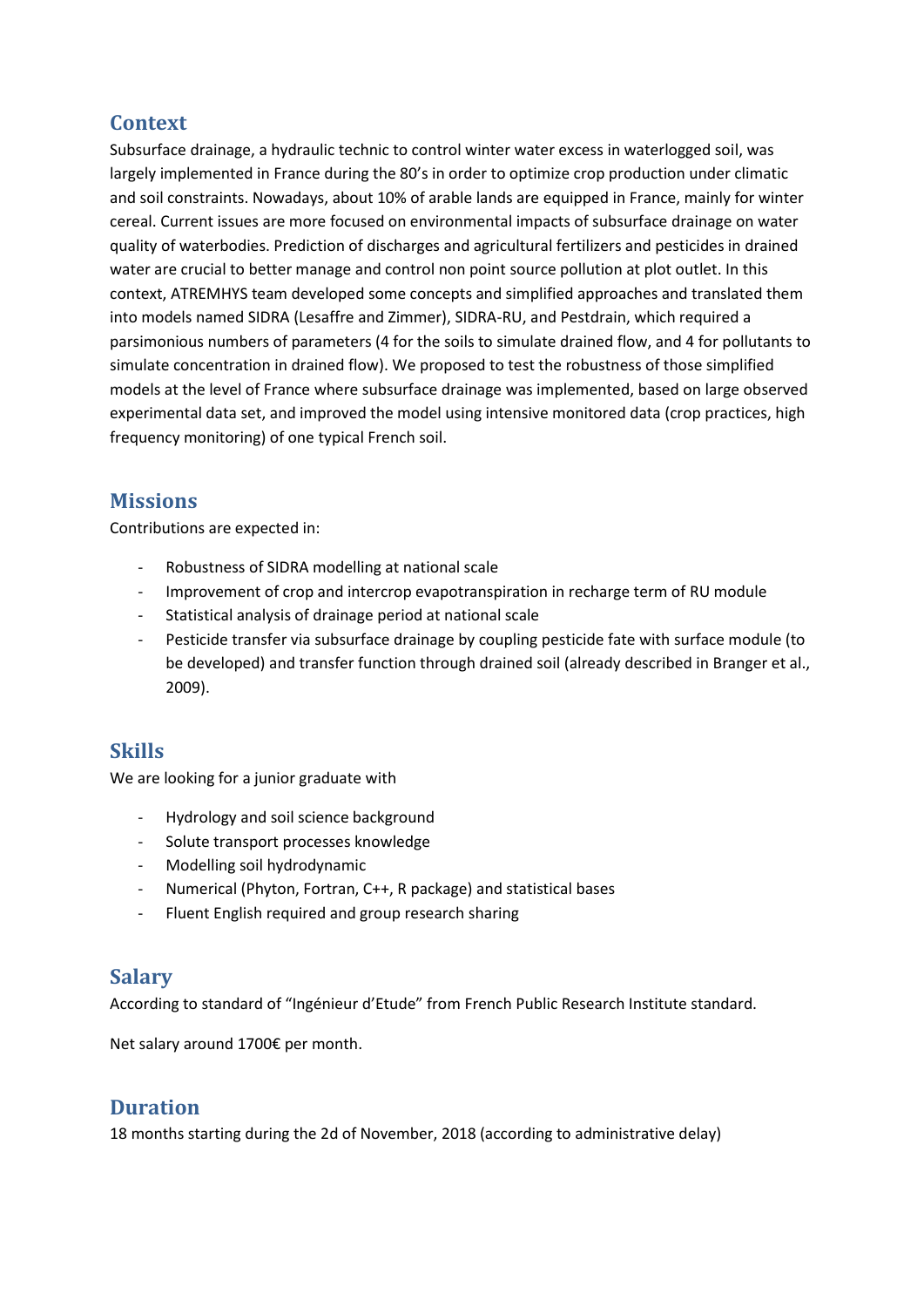## Context

Subsurface drainage, a hydraulic technic to control winter water excess in waterlogged soil, was largely implemented in France during the 80's in order to optimize crop production under climatic and soil constraints. Nowadays, about 10% of arable lands are equipped in France, mainly for winter cereal. Current issues are more focused on environmental impacts of subsurface drainage on water quality of waterbodies. Prediction of discharges and agricultural fertilizers and pesticides in drained water are crucial to better manage and control non point source pollution at plot outlet. In this context, ATREMHYS team developed some concepts and simplified approaches and translated them into models named SIDRA (Lesaffre and Zimmer), SIDRA-RU, and Pestdrain, which required a parsimonious numbers of parameters (4 for the soils to simulate drained flow, and 4 for pollutants to simulate concentration in drained flow). We proposed to test the robustness of those simplified models at the level of France where subsurface drainage was implemented, based on large observed experimental data set, and improved the model using intensive monitored data (crop practices, high frequency monitoring) of one typical French soil.

## Missions

Contributions are expected in:

- Robustness of SIDRA modelling at national scale
- Improvement of crop and intercrop evapotranspiration in recharge term of RU module
- Statistical analysis of drainage period at national scale
- Pesticide transfer via subsurface drainage by coupling pesticide fate with surface module (to be developed) and transfer function through drained soil (already described in Branger et al., 2009).

## Skills

We are looking for a junior graduate with

- Hydrology and soil science background
- Solute transport processes knowledge
- Modelling soil hydrodynamic
- Numerical (Phyton, Fortran, C++, R package) and statistical bases
- Fluent English required and group research sharing

## Salary

According to standard of "Ingénieur d'Etude" from French Public Research Institute standard.

Net salary around 1700€ per month.

## Duration

18 months starting during the 2d of November, 2018 (according to administrative delay)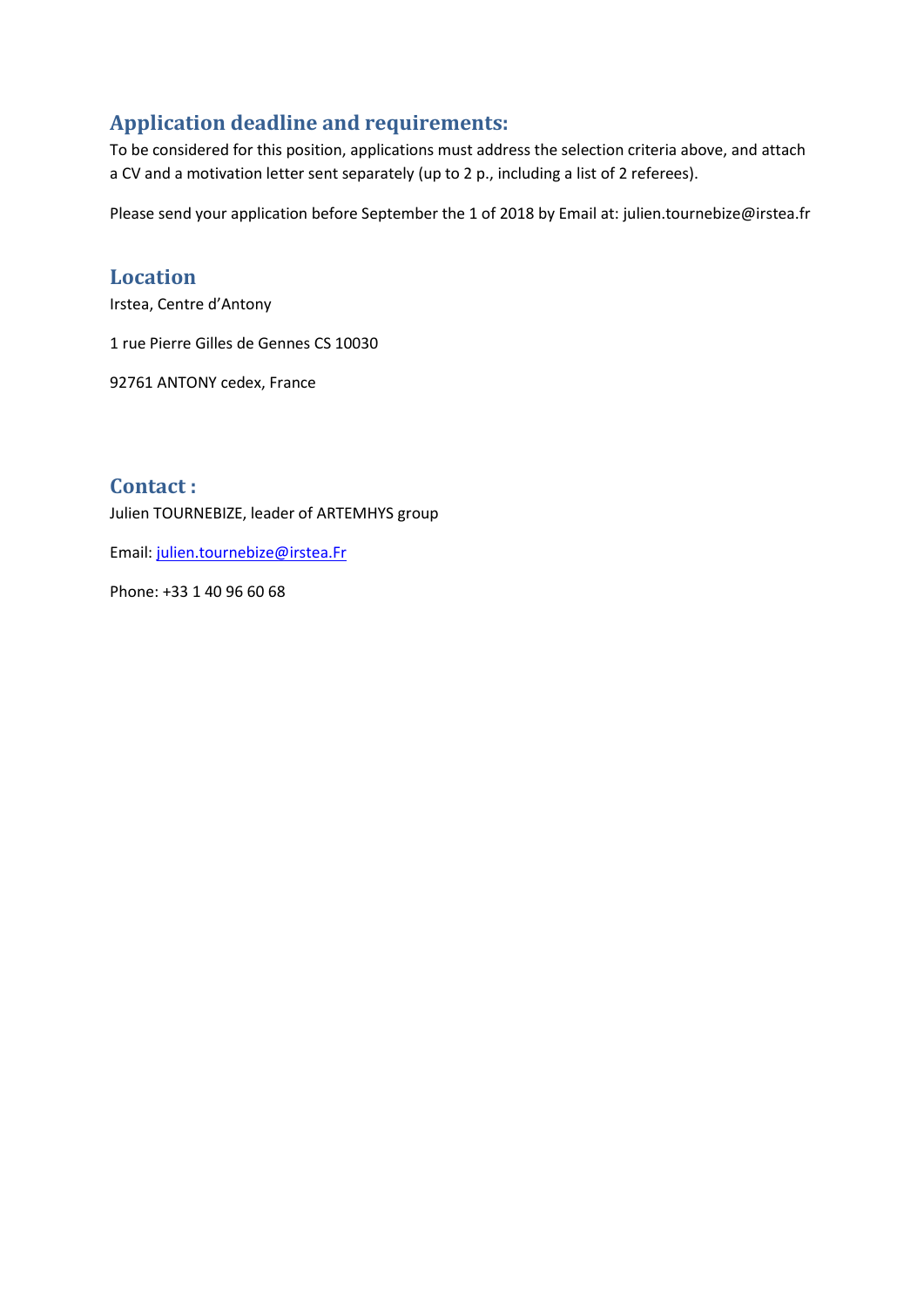## Application deadline and requirements:

To be considered for this position, applications must address the selection criteria above, and attach a CV and a motivation letter sent separately (up to 2 p., including a list of 2 referees).

Please send your application before September the 1 of 2018 by Email at: julien.tournebize@irstea.fr

## Location

Irstea, Centre d'Antony

1 rue Pierre Gilles de Gennes CS 10030

92761 ANTONY cedex, France

## Contact :

Julien TOURNEBIZE, leader of ARTEMHYS group

Email: julien.tournebize@irstea.Fr

Phone: +33 1 40 96 60 68